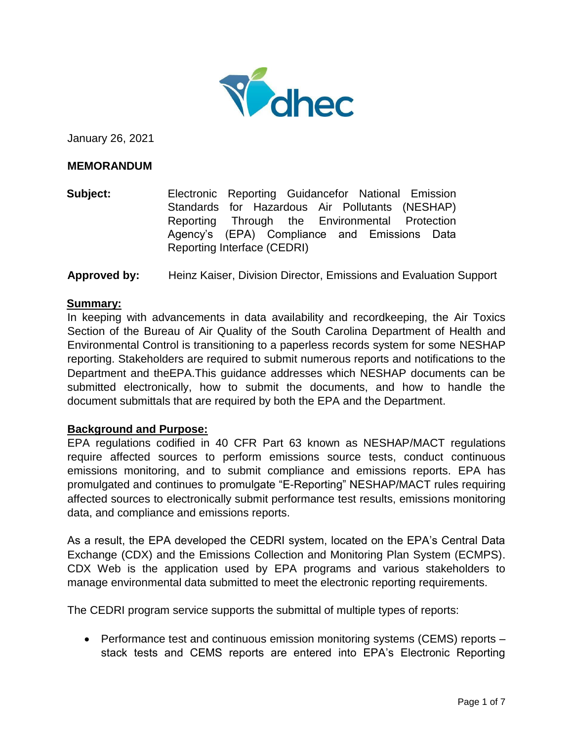January 26, 2021

**MEMORANDUM**

**Subject:** Electronic Reporting Guidancefor National Emission Standards for Hazardous Air Pollutants (NESHAP) Reporting Through the Environmental Protection Agency's (EPA) Compliance and Emissions Data Reporting Interface (CEDRI)

**Approved by:** Heinz Kaiser, Division Director, Emissions and Evaluation Support

**Summary:**

In keeping with advancements in data availability and recordkeeping, the Air Toxics Section of the Bureau of Air Quality of the South Carolina Department of Health and Environmental Control is transitioning to a paperless records system for some NESHAP reporting. Stakeholders are required to submit numerous reports and notifications to the Department and theEPA.This guidance addresses which NESHAP documents can be submitted electronically, how to submit the documents, and how to handle the document submittals that are required by both the EPA and the Department.

**Background and Purpose:**

EPA regulations codified in 40 CFR Part 63 known as NESHAP/MACT regulations require affected sources to perform emissions source tests, conduct continuous emissions monitoring, and to submit compliance and emissions reports. EPA has promulgated and continues to promulgate "E-Reporting" NESHAP/MACT rules requiring affected sources to electronically submit performance test results, emissions monitoring data, and compliance and emissions reports.

As a result, the EPA developed the CEDRI system, located on the EPA's Central Data Exchange (CDX) and the Emissions Collection and Monitoring Plan System (ECMPS). CDX Web is the application used by EPA programs and various stakeholders to manage environmental data submitted to meet the electronic reporting requirements.

The CEDRI program service supports the submittal of multiple types of reports:

- Performance test and continuous emission monitoring systems (CEMS) reports – stack tests and CEMS reports are entered into EPA's Electronic Reporting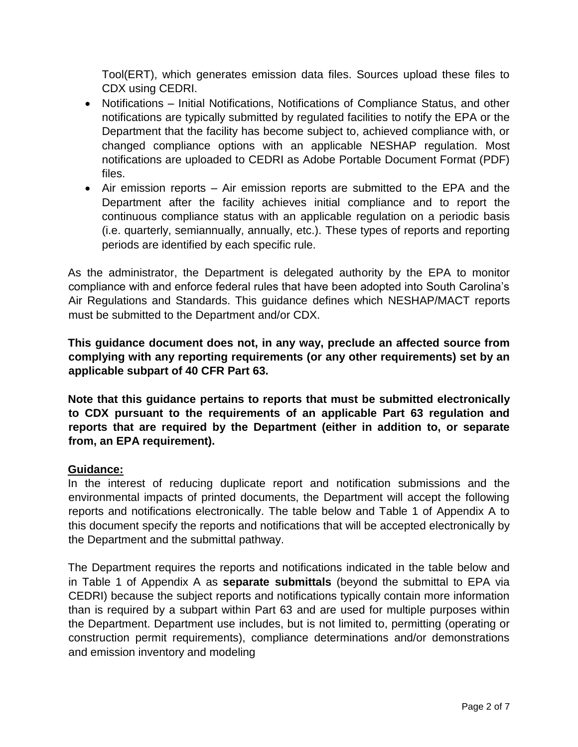Tool(ERT), which generates emission data files. Sources upload these files to CDX using CEDRI.

- Notifications – Initial Notifications, Notifications of Compliance Status, and other notifications are typically submitted by regulated facilities to notify the EPA or the Department that the facility has become subject to, achieved compliance with, or changed compliance options with an applicable NESHAP regulation. Most notifications are uploaded to CEDRI as Adobe Portable Document Format (PDF) files.
- Air emission reports – Air emission reports are submitted to the EPA and the Department after the facility achieves initial compliance and to report the continuous compliance status with an applicable regulation on a periodic basis (i.e. quarterly, semiannually, annually, etc.). These types of reports and reporting periods are identified by each specific rule.

As the administrator, the Department is delegated authority by the EPA to monitor compliance with and enforce federal rules that have been adopted into South Carolina's Air Regulations and Standards. This guidance defines which NESHAP/MACT reports must be submitted to the Department and/or CDX.

**This guidance document does not, in any way, preclude an affected source from complying with any reporting requirements (or any other requirements) set by an applicable subpart of 40 CFR Part 63.**

**Note that this guidance pertains to reports that must be submitted electronically to CDX pursuant to the requirements of an applicable Part 63 regulation and reports that are required by the Department (either in addition to, or separate from, an EPA requirement).**

**Guidance:**

In the interest of reducing duplicate report and notification submissions and the environmental impacts of printed documents, the Department will accept the following reports and notifications electronically. The table below and Table 1 of Appendix A to this document specify the reports and notifications that will be accepted electronically by the Department and the submittal pathway.

The Department requires the reports and notifications indicated in the table below and in Table 1 of Appendix A as **separate submittals** (beyond the submittal to EPA via CEDRI) because the subject reports and notifications typically contain more information than is required by a subpart within Part 63 and are used for multiple purposes within the Department. Department use includes, but is not limited to, permitting (operating or construction permit requirements), compliance determinations and/or demonstrations and emission inventory and modeling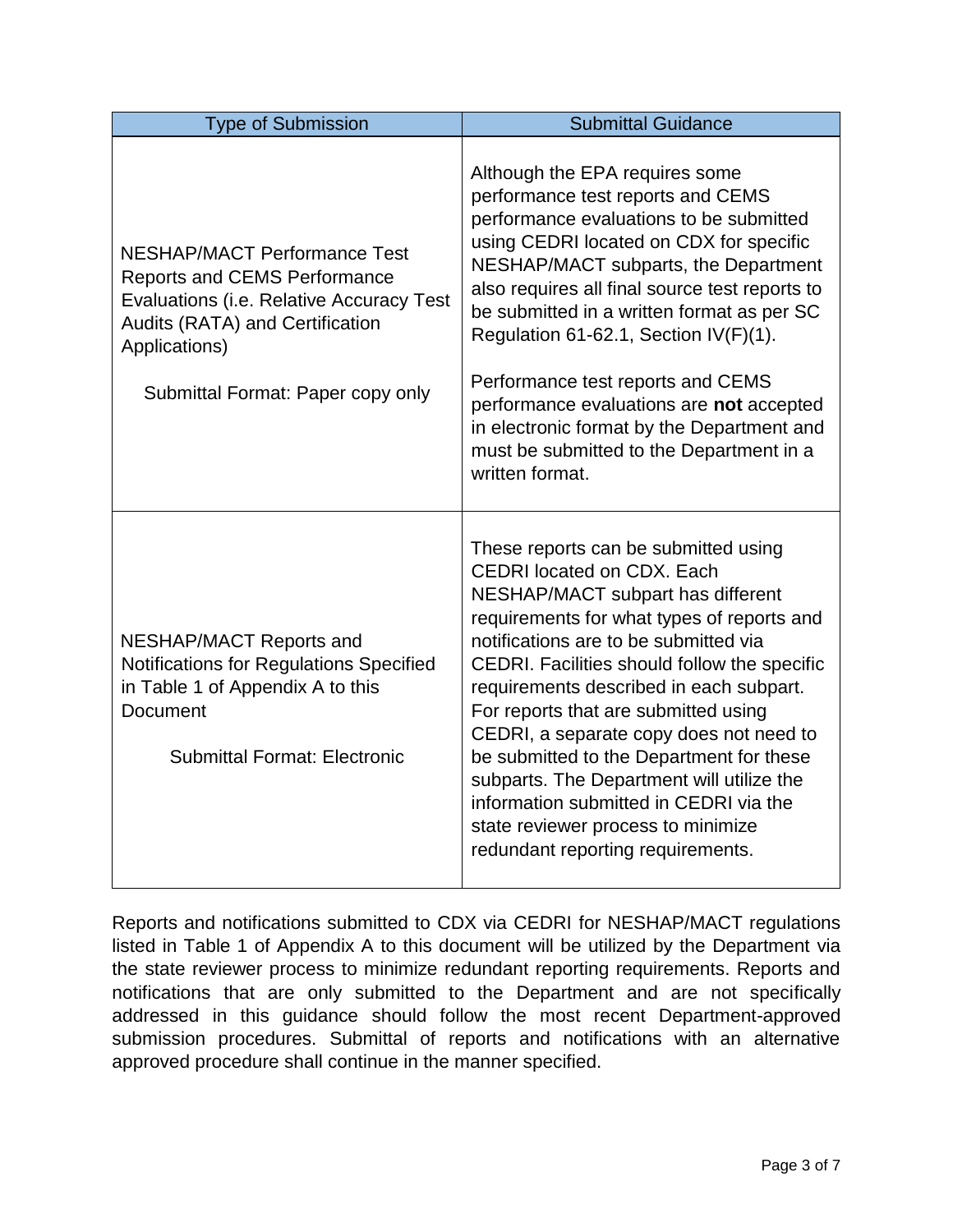| Type of Submission | Submittal Guidance |
| --- | --- |
| NESHAP/MACT Performance Test Reports and CEMS Performance Evaluations (i.e. Relative Accuracy Test Audits (RATA) and Certification Applications)<br><br>Submittal Format: Paper copy only | Although the EPA requires some performance test reports and CEMS performance evaluations to be submitted using CEDRI located on CDX for specific NESHAP/MACT subparts, the Department also requires all final source test reports to be submitted in a written format as per SC Regulation 61-62.1, Section IV(F)(1).<br><br>Performance test reports and CEMS performance evaluations are **not** accepted in electronic format by the Department and must be submitted to the Department in a written format. |
| NESHAP/MACT Reports and Notifications for Regulations Specified in Table 1 of Appendix A to this Document<br><br>Submittal Format: Electronic | These reports can be submitted using CEDRI located on CDX. Each NESHAP/MACT subpart has different requirements for what types of reports and notifications are to be submitted via CEDRI. Facilities should follow the specific requirements described in each subpart. For reports that are submitted using CEDRI, a separate copy does not need to be submitted to the Department for these subparts. The Department will utilize the information submitted in CEDRI via the state reviewer process to minimize redundant reporting requirements. |

Reports and notifications submitted to CDX via CEDRI for NESHAP/MACT regulations listed in Table 1 of Appendix A to this document will be utilized by the Department via the state reviewer process to minimize redundant reporting requirements. Reports and notifications that are only submitted to the Department and are not specifically addressed in this guidance should follow the most recent Department-approved submission procedures. Submittal of reports and notifications with an alternative approved procedure shall continue in the manner specified.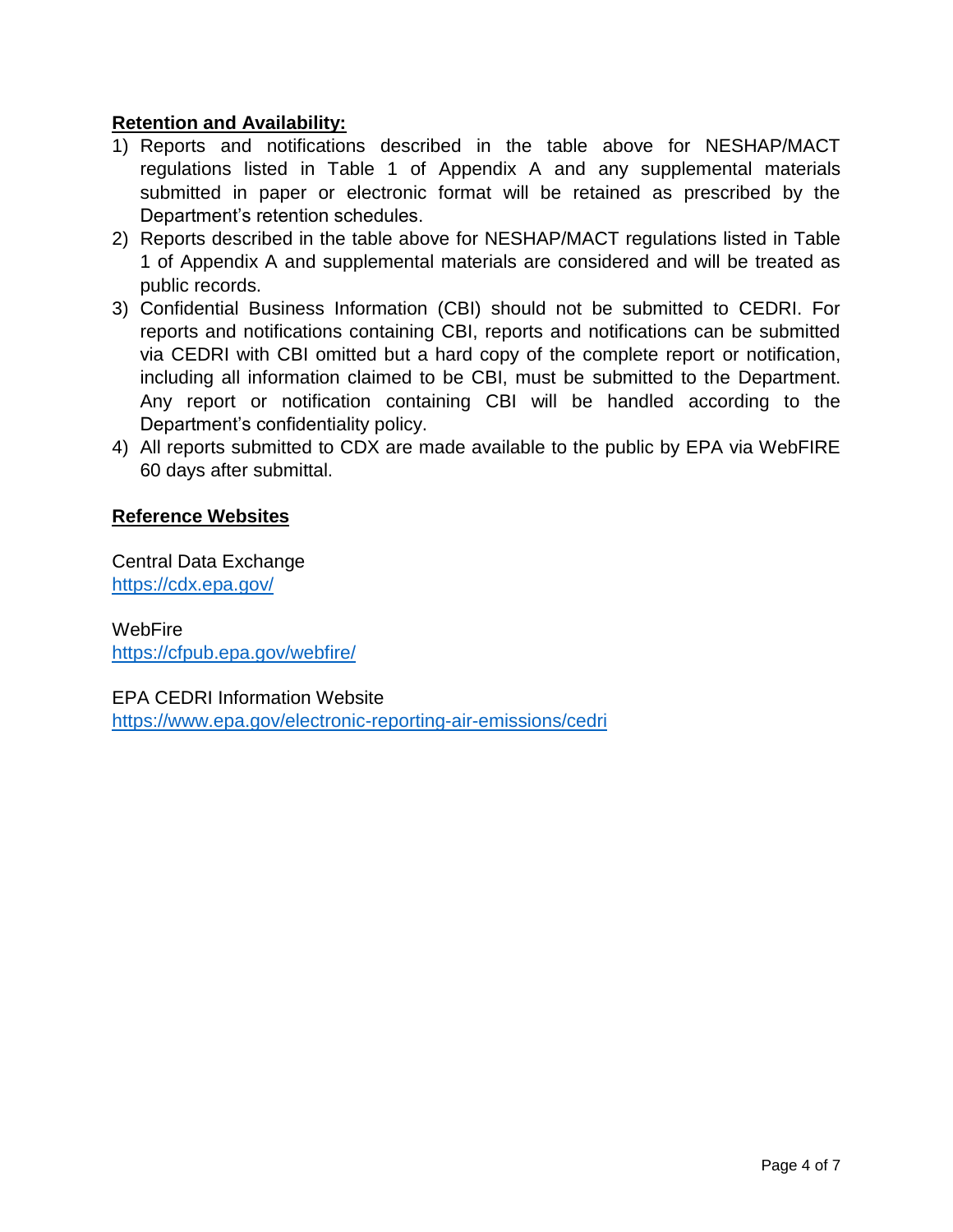**Retention and Availability:**

1) Reports and notifications described in the table above for NESHAP/MACT regulations listed in Table 1 of Appendix A and any supplemental materials submitted in paper or electronic format will be retained as prescribed by the Department's retention schedules.
2) Reports described in the table above for NESHAP/MACT regulations listed in Table 1 of Appendix A and supplemental materials are considered and will be treated as public records.
3) Confidential Business Information (CBI) should not be submitted to CEDRI. For reports and notifications containing CBI, reports and notifications can be submitted via CEDRI with CBI omitted but a hard copy of the complete report or notification, including all information claimed to be CBI, must be submitted to the Department. Any report or notification containing CBI will be handled according to the Department's confidentiality policy.
4) All reports submitted to CDX are made available to the public by EPA via WebFIRE 60 days after submittal.

**Reference Websites**

Central Data Exchange
https://cdx.epa.gov/

WebFire
https://cfpub.epa.gov/webfire/

EPA CEDRI Information Website
https://www.epa.gov/electronic-reporting-air-emissions/cedri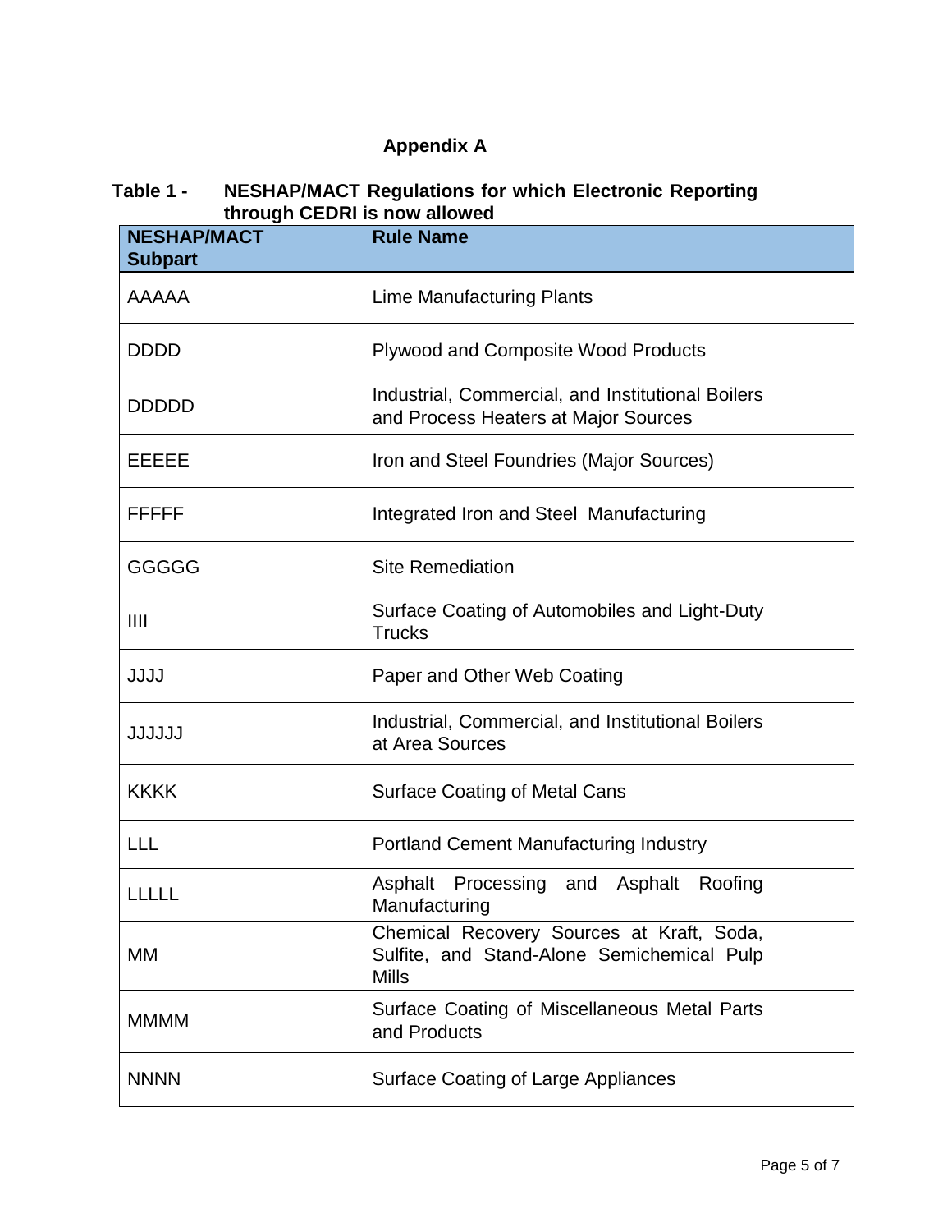# Appendix A

**Table 1 - NESHAP/MACT Regulations for which Electronic Reporting through CEDRI is now allowed**

| NESHAP/MACT Subpart | Rule Name |
|---|---|
| AAAAA | Lime Manufacturing Plants |
| DDDD | Plywood and Composite Wood Products |
| DDDDD | Industrial, Commercial, and Institutional Boilers and Process Heaters at Major Sources |
| EEEEE | Iron and Steel Foundries (Major Sources) |
| FFFFF | Integrated Iron and Steel Manufacturing |
| GGGGG | Site Remediation |
| IIII | Surface Coating of Automobiles and Light-Duty Trucks |
| JJJJ | Paper and Other Web Coating |
| JJJJJJ | Industrial, Commercial, and Institutional Boilers at Area Sources |
| KKKK | Surface Coating of Metal Cans |
| LLL | Portland Cement Manufacturing Industry |
| LLLLL | Asphalt Processing and Asphalt Roofing Manufacturing |
| MM | Chemical Recovery Sources at Kraft, Soda, Sulfite, and Stand-Alone Semichemical Pulp Mills |
| MMMM | Surface Coating of Miscellaneous Metal Parts and Products |
| NNNN | Surface Coating of Large Appliances |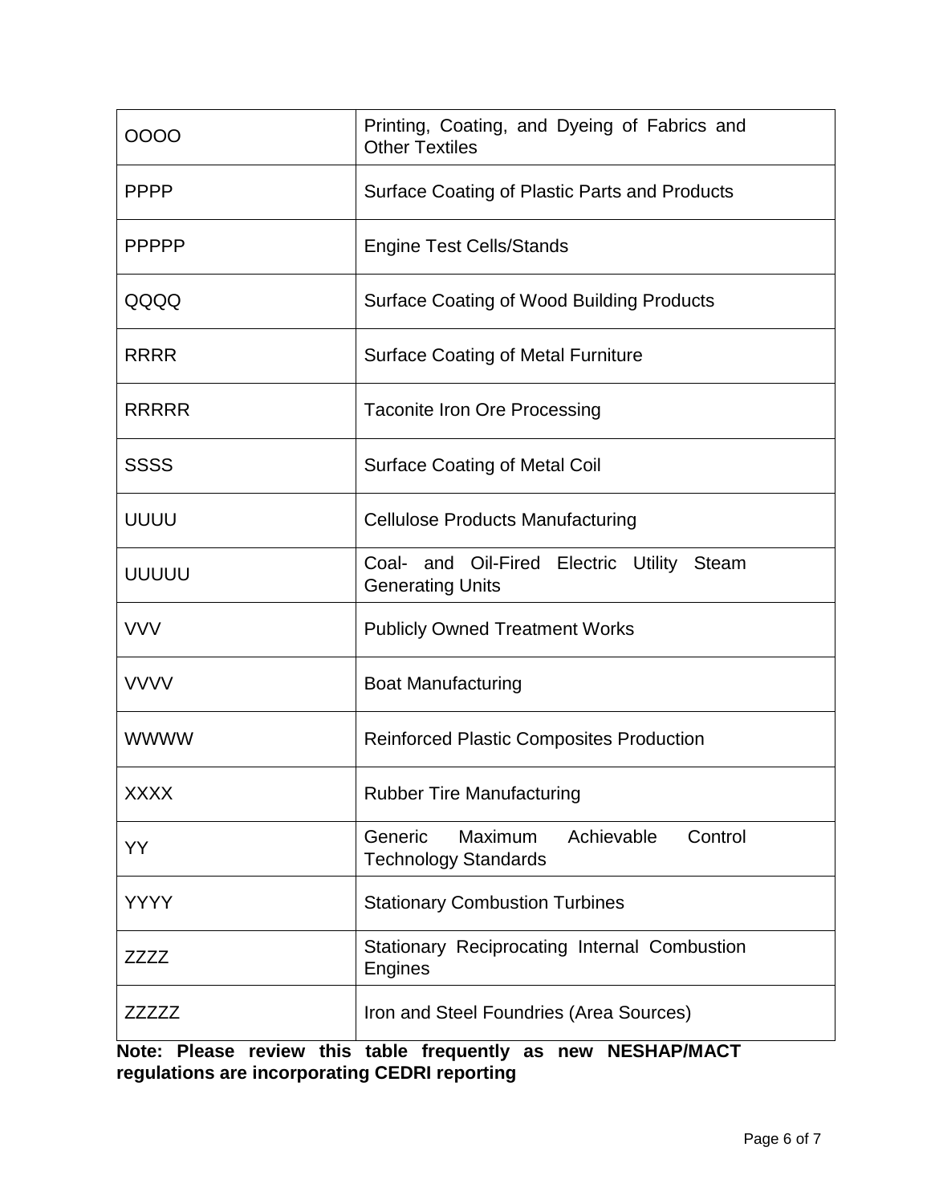| | |
|---|---|
| OOOO | Printing, Coating, and Dyeing of Fabrics and Other Textiles |
| PPPP | Surface Coating of Plastic Parts and Products |
| PPPPP | Engine Test Cells/Stands |
| QQQQ | Surface Coating of Wood Building Products |
| RRRR | Surface Coating of Metal Furniture |
| RRRRR | Taconite Iron Ore Processing |
| SSSS | Surface Coating of Metal Coil |
| UUUU | Cellulose Products Manufacturing |
| UUUUU | Coal- and Oil-Fired Electric Utility Steam Generating Units |
| VVV | Publicly Owned Treatment Works |
| VVVV | Boat Manufacturing |
| WWWW | Reinforced Plastic Composites Production |
| XXXX | Rubber Tire Manufacturing |
| YY | Generic Maximum Achievable Control Technology Standards |
| YYYY | Stationary Combustion Turbines |
| ZZZZ | Stationary Reciprocating Internal Combustion Engines |
| ZZZZZ | Iron and Steel Foundries (Area Sources) |

**Note: Please review this table frequently as new NESHAP/MACT regulations are incorporating CEDRI reporting**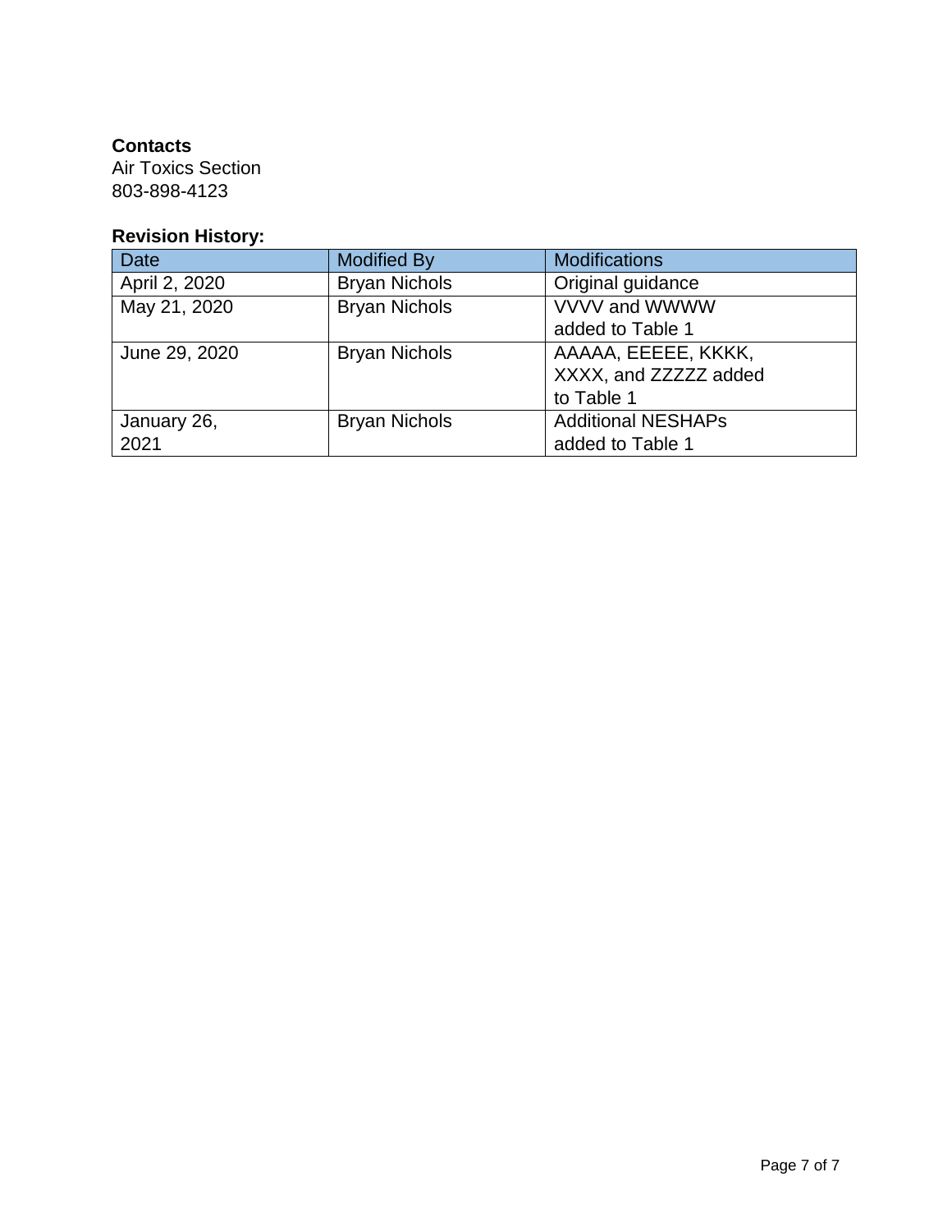**Contacts**

Air Toxics Section
803-898-4123

**Revision History:**

| Date | Modified By | Modifications |
|---|---|---|
| April 2, 2020 | Bryan Nichols | Original guidance |
| May 21, 2020 | Bryan Nichols | VVVV and WWWW added to Table 1 |
| June 29, 2020 | Bryan Nichols | AAAAA, EEEEE, KKKK, XXXX, and ZZZZZ added to Table 1 |
| January 26, 2021 | Bryan Nichols | Additional NESHAPs added to Table 1 |